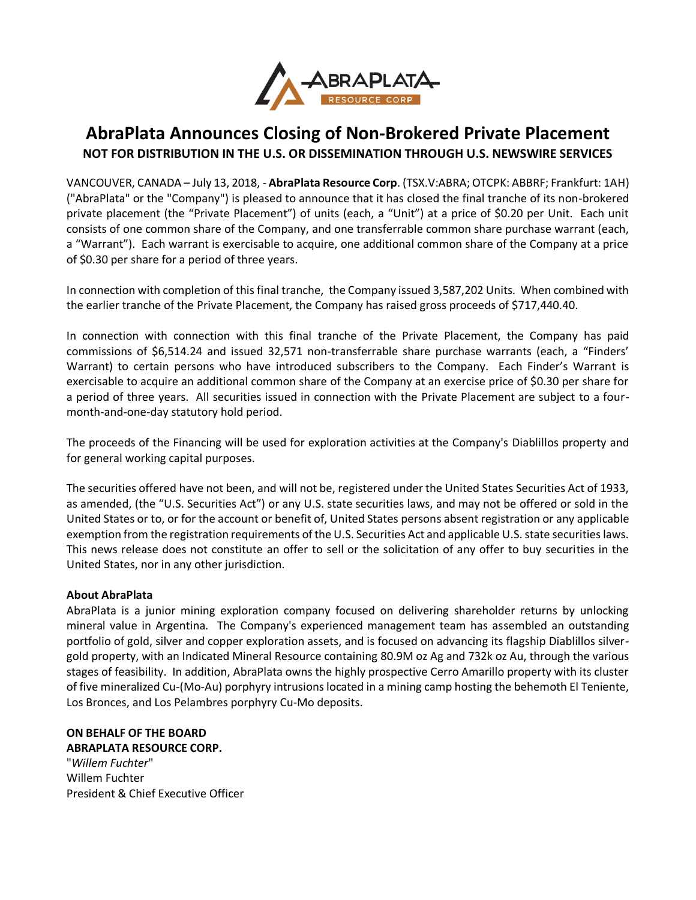# AbraPlata Announces Closing of Non-Brokered Private Placement

**NOT FOR DISTRIBUTION IN THE U.S. OR DISSEMINATION THROUGH U.S. NEWSWIRE SERVICES**

VANCOUVER, CANADA – July 13, 2018, - **AbraPlata Resource Corp**. (TSX.V:ABRA; OTCPK: ABBRF; Frankfurt: 1AH) ("AbraPlata" or the "Company") is pleased to announce that it has closed the final tranche of its non-brokered private placement (the "Private Placement") of units (each, a "Unit") at a price of $0.20 per Unit. Each unit consists of one common share of the Company, and one transferrable common share purchase warrant (each, a "Warrant"). Each warrant is exercisable to acquire, one additional common share of the Company at a price of $0.30 per share for a period of three years.

In connection with completion of this final tranche, the Company issued 3,587,202 Units. When combined with the earlier tranche of the Private Placement, the Company has raised gross proceeds of $717,440.40.

In connection with connection with this final tranche of the Private Placement, the Company has paid commissions of $6,514.24 and issued 32,571 non-transferrable share purchase warrants (each, a "Finders' Warrant) to certain persons who have introduced subscribers to the Company. Each Finder's Warrant is exercisable to acquire an additional common share of the Company at an exercise price of $0.30 per share for a period of three years. All securities issued in connection with the Private Placement are subject to a four-month-and-one-day statutory hold period.

The proceeds of the Financing will be used for exploration activities at the Company's Diablillos property and for general working capital purposes.

The securities offered have not been, and will not be, registered under the United States Securities Act of 1933, as amended, (the "U.S. Securities Act") or any U.S. state securities laws, and may not be offered or sold in the United States or to, or for the account or benefit of, United States persons absent registration or any applicable exemption from the registration requirements of the U.S. Securities Act and applicable U.S. state securities laws. This news release does not constitute an offer to sell or the solicitation of any offer to buy securities in the United States, nor in any other jurisdiction.

**About AbraPlata**

AbraPlata is a junior mining exploration company focused on delivering shareholder returns by unlocking mineral value in Argentina. The Company's experienced management team has assembled an outstanding portfolio of gold, silver and copper exploration assets, and is focused on advancing its flagship Diablillos silver-gold property, with an Indicated Mineral Resource containing 80.9M oz Ag and 732k oz Au, through the various stages of feasibility. In addition, AbraPlata owns the highly prospective Cerro Amarillo property with its cluster of five mineralized Cu-(Mo-Au) porphyry intrusions located in a mining camp hosting the behemoth El Teniente, Los Bronces, and Los Pelambres porphyry Cu-Mo deposits.

**ON BEHALF OF THE BOARD**
**ABRAPLATA RESOURCE CORP.**
"*Willem Fuchter*"
Willem Fuchter
President & Chief Executive Officer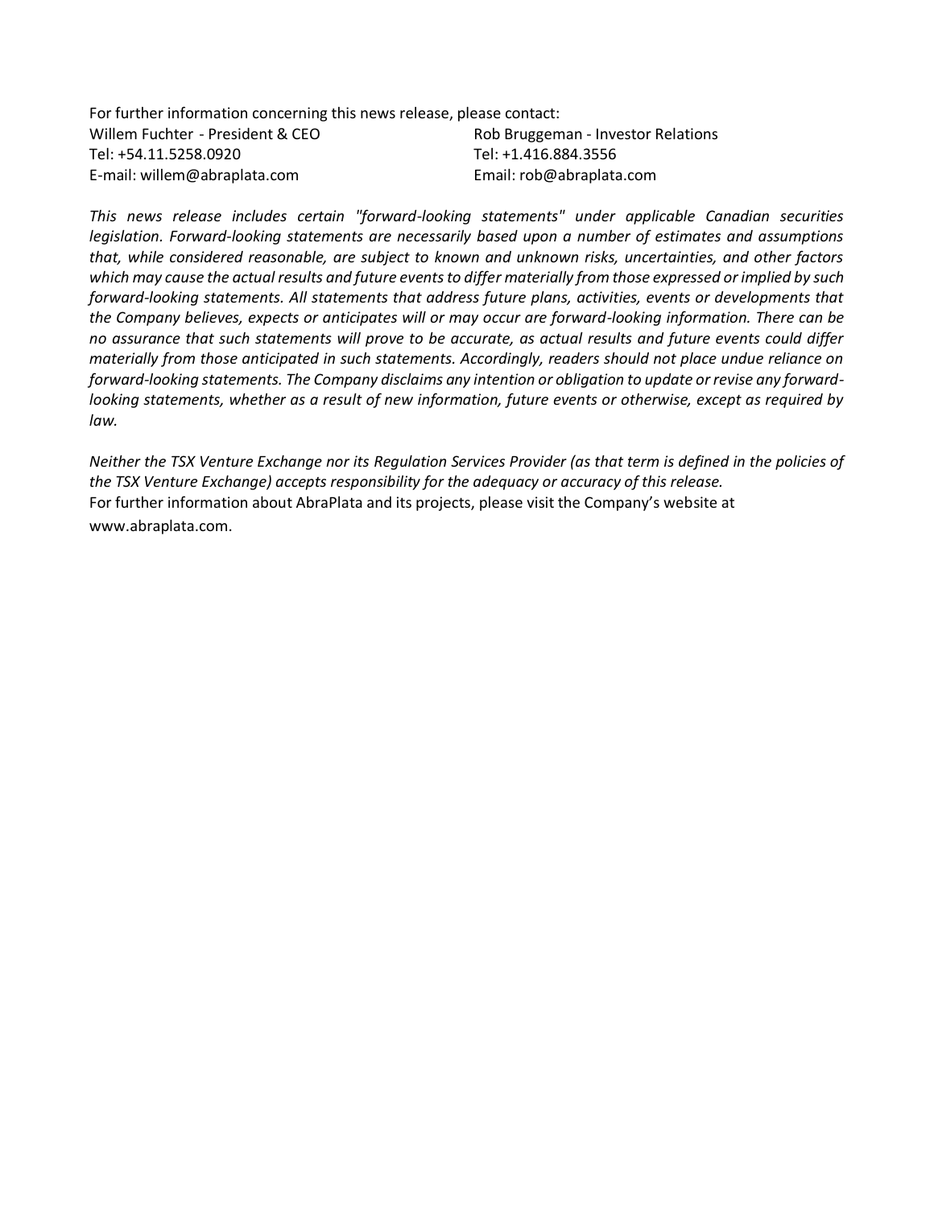For further information concerning this news release, please contact:

| | |
|---|---|
| Willem Fuchter - President & CEO | Rob Bruggeman - Investor Relations |
| Tel: +54.11.5258.0920 | Tel: +1.416.884.3556 |
| E-mail: willem@abraplata.com | Email: rob@abraplata.com |

*This news release includes certain "forward-looking statements" under applicable Canadian securities legislation. Forward-looking statements are necessarily based upon a number of estimates and assumptions that, while considered reasonable, are subject to known and unknown risks, uncertainties, and other factors which may cause the actual results and future events to differ materially from those expressed or implied by such forward-looking statements. All statements that address future plans, activities, events or developments that the Company believes, expects or anticipates will or may occur are forward-looking information. There can be no assurance that such statements will prove to be accurate, as actual results and future events could differ materially from those anticipated in such statements. Accordingly, readers should not place undue reliance on forward-looking statements. The Company disclaims any intention or obligation to update or revise any forward-looking statements, whether as a result of new information, future events or otherwise, except as required by law.*

*Neither the TSX Venture Exchange nor its Regulation Services Provider (as that term is defined in the policies of the TSX Venture Exchange) accepts responsibility for the adequacy or accuracy of this release.*

For further information about AbraPlata and its projects, please visit the Company's website at www.abraplata.com.